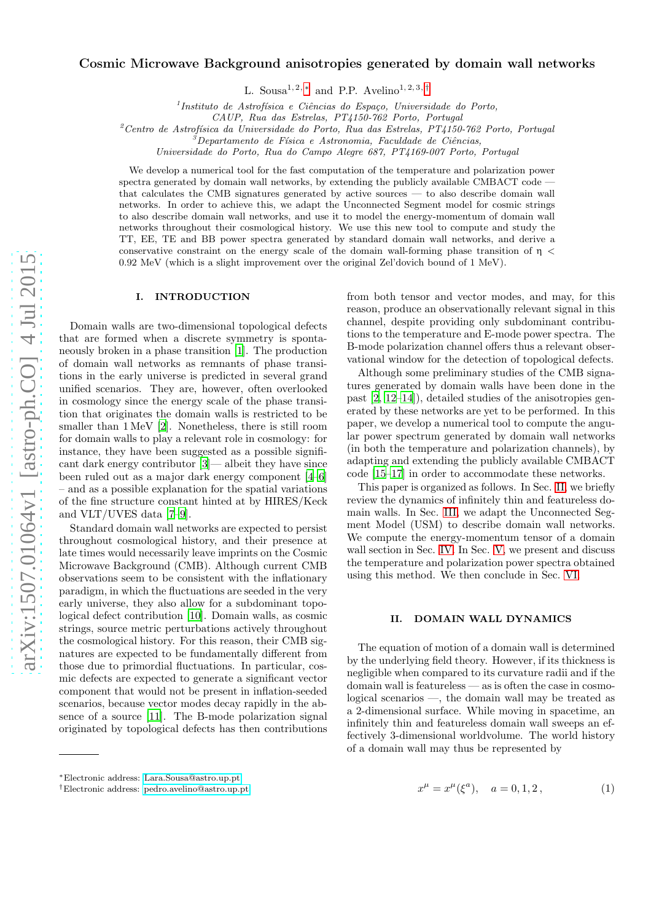# Cosmic Microwave Background anisotropies generated by domain wall networks

L. Sousa[1,2,*] and P.P. Avelino[1,2,3,†]

[1] *Instituto de Astrofísica e Ciências do Espaço, Universidade do Porto, CAUP, Rua das Estrelas, PT4150-762 Porto, Portugal*
[2] *Centro de Astrofísica da Universidade do Porto, Rua das Estrelas, PT4150-762 Porto, Portugal*
[3] *Departamento de Física e Astronomia, Faculdade de Ciências, Universidade do Porto, Rua do Campo Alegre 687, PT4169-007 Porto, Portugal*

We develop a numerical tool for the fast computation of the temperature and polarization power spectra generated by domain wall networks, by extending the publicly available CMBACT code — that calculates the CMB signatures generated by active sources — to also describe domain wall networks. In order to achieve this, we adapt the Unconnected Segment model for cosmic strings to also describe domain wall networks, and use it to model the energy-momentum of domain wall networks throughout their cosmological history. We use this new tool to compute and study the TT, EE, TE and BB power spectra generated by standard domain wall networks, and derive a conservative constraint on the energy scale of the domain wall-forming phase transition of $\eta < 0.92$ MeV (which is a slight improvement over the original Zel'dovich bound of 1 MeV).

## I. INTRODUCTION

Domain walls are two-dimensional topological defects that are formed when a discrete symmetry is spontaneously broken in a phase transition [1]. The production of domain wall networks as remnants of phase transitions in the early universe is predicted in several grand unified scenarios. They are, however, often overlooked in cosmology since the energy scale of the phase transition that originates the domain walls is restricted to be smaller than 1 MeV [2]. Nonetheless, there is still room for domain walls to play a relevant role in cosmology: for instance, they have been suggested as a possible significant dark energy contributor [3]— albeit they have since been ruled out as a major dark energy component [4–6] – and as a possible explanation for the spatial variations of the fine structure constant hinted at by HIRES/Keck and VLT/UVES data [7–9].

Standard domain wall networks are expected to persist throughout cosmological history, and their presence at late times would necessarily leave imprints on the Cosmic Microwave Background (CMB). Although current CMB observations seem to be consistent with the inflationary paradigm, in which the fluctuations are seeded in the very early universe, they also allow for a subdominant topological defect contribution [10]. Domain walls, as cosmic strings, source metric perturbations actively throughout the cosmological history. For this reason, their CMB signatures are expected to be fundamentally different from those due to primordial fluctuations. In particular, cosmic defects are expected to generate a significant vector component that would not be present in inflation-seeded scenarios, because vector modes decay rapidly in the absence of a source [11]. The B-mode polarization signal originated by topological defects has then contributions from both tensor and vector modes, and may, for this reason, produce an observationally relevant signal in this channel, despite providing only subdominant contributions to the temperature and E-mode power spectra. The B-mode polarization channel offers thus a relevant observational window for the detection of topological defects.

Although some preliminary studies of the CMB signatures generated by domain walls have been done in the past [2, 12–14]), detailed studies of the anisotropies generated by these networks are yet to be performed. In this paper, we develop a numerical tool to compute the angular power spectrum generated by domain wall networks (in both the temperature and polarization channels), by adapting and extending the publicly available CMBACT code [15–17] in order to accommodate these networks.

This paper is organized as follows. In Sec. II, we briefly review the dynamics of infinitely thin and featureless domain walls. In Sec. III, we adapt the Unconnected Segment Model (USM) to describe domain wall networks. We compute the energy-momentum tensor of a domain wall section in Sec. IV. In Sec. V, we present and discuss the temperature and polarization power spectra obtained using this method. We then conclude in Sec. VI.

## II. DOMAIN WALL DYNAMICS

The equation of motion of a domain wall is determined by the underlying field theory. However, if its thickness is negligible when compared to its curvature radii and if the domain wall is featureless — as is often the case in cosmological scenarios —, the domain wall may be treated as a 2-dimensional surface. While moving in spacetime, an infinitely thin and featureless domain wall sweeps an effectively 3-dimensional worldvolume. The world history of a domain wall may thus be represented by

$$x^\mu = x^\mu(\xi^a), \quad a = 0, 1, 2\,, \tag{1}$$

*Electronic address: Lara.Sousa@astro.up.pt
†Electronic address: pedro.avelino@astro.up.pt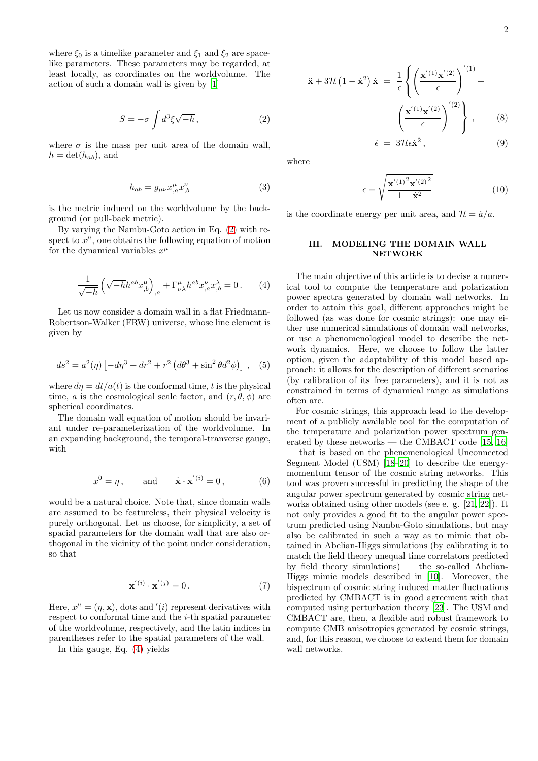where $\xi_0$ is a timelike parameter and $\xi_1$ and $\xi_2$ are spacelike parameters. These parameters may be regarded, at least locally, as coordinates on the worldvolume. The action of such a domain wall is given by [1]

$$S = -\sigma \int d^3\xi \sqrt{-h}\,, \tag{2}$$

where $\sigma$ is the mass per unit area of the domain wall, $h = \det(h_{ab})$, and

$$h_{ab} = g_{\mu\nu} x^{\mu}_{,a} x^{\nu}_{,b} \tag{3}$$

is the metric induced on the worldvolume by the background (or pull-back metric).

By varying the Nambu-Goto action in Eq. (2) with respect to $x^\mu$, one obtains the following equation of motion for the dynamical variables $x^\mu$

$$\frac{1}{\sqrt{-h}}\left(\sqrt{-h} h^{ab} x^{\mu}_{,b}\right)_{,a} + \Gamma^{\mu}_{\nu\lambda} h^{ab} x^{\nu}_{,a} x^{\lambda}_{,b} = 0\,. \tag{4}$$

Let us now consider a domain wall in a flat Friedmann-Robertson-Walker (FRW) universe, whose line element is given by

$$ds^2 = a^2(\eta)\left[-d\eta^3 + dr^2 + r^2\left(d\theta^3 + \sin^2\theta d^2\phi\right)\right]\,, \tag{5}$$

where $d\eta = dt/a(t)$ is the conformal time, $t$ is the physical time, $a$ is the cosmological scale factor, and $(r, \theta, \phi)$ are spherical coordinates.

The domain wall equation of motion should be invariant under re-parameterization of the worldvolume. In an expanding background, the temporal-tranverse gauge, with

$$x^0 = \eta\,, \qquad \text{and} \qquad \dot{\mathbf{x}} \cdot \mathbf{x}^{'(i)} = 0\,, \tag{6}$$

would be a natural choice. Note that, since domain walls are assumed to be featureless, their physical velocity is purely orthogonal. Let us choose, for simplicity, a set of spacial parameters for the domain wall that are also orthogonal in the vicinity of the point under consideration, so that

$$\mathbf{x}^{'(i)} \cdot \mathbf{x}^{'(j)} = 0\,. \tag{7}$$

Here, $x^\mu = (\eta, \mathbf{x})$, dots and $'(i)$ represent derivatives with respect to conformal time and the $i$-th spatial parameter of the worldvolume, respectively, and the latin indices in parentheses refer to the spatial parameters of the wall.

In this gauge, Eq. (4) yields

$$\ddot{\mathbf{x}} + 3\mathcal{H}\left(1 - \dot{\mathbf{x}}^2\right)\dot{\mathbf{x}} = \frac{1}{\epsilon}\left\{\left(\frac{\mathbf{x}^{'(1)}\mathbf{x}^{'(2)}}{\epsilon}\right)^{'(1)} + \left(\frac{\mathbf{x}^{'(1)}\mathbf{x}^{'(2)}}{\epsilon}\right)^{'(2)}\right\}\,, \tag{8}$$

$$\dot{\epsilon} = 3\mathcal{H}\epsilon\dot{\mathbf{x}}^2\,, \tag{9}$$

where

$$\epsilon = \sqrt{\frac{{\mathbf{x}^{'(1)}}^2 {\mathbf{x}^{'(2)}}^2}{1 - \dot{\mathbf{x}}^2}} \tag{10}$$

is the coordinate energy per unit area, and $\mathcal{H} = \dot{a}/a$.

## III. MODELING THE DOMAIN WALL NETWORK

The main objective of this article is to devise a numerical tool to compute the temperature and polarization power spectra generated by domain wall networks. In order to attain this goal, different approaches might be followed (as was done for cosmic strings): one may either use numerical simulations of domain wall networks, or use a phenomenological model to describe the network dynamics. Here, we choose to follow the latter option, given the adaptability of this model based approach: it allows for the description of different scenarios (by calibration of its free parameters), and it is not as constrained in terms of dynamical range as simulations often are.

For cosmic strings, this approach lead to the development of a publicly available tool for the computation of the temperature and polarization power spectrum generated by these networks — the CMBACT code [15, 16] — that is based on the phenomenological Unconnected Segment Model (USM) [18–20] to describe the energy-momentum tensor of the cosmic string networks. This tool was proven successful in predicting the shape of the angular power spectrum generated by cosmic string networks obtained using other models (see e. g. [21, 22]). It not only provides a good fit to the angular power spectrum predicted using Nambu-Goto simulations, but may also be calibrated in such a way as to mimic that obtained in Abelian-Higgs simulations (by calibrating it to match the field theory unequal time correlators predicted by field theory simulations) — the so-called Abelian-Higgs mimic models described in [10]. Moreover, the bispectrum of cosmic string induced matter fluctuations predicted by CMBACT is in good agreement with that computed using perturbation theory [23]. The USM and CMBACT are, then, a flexible and robust framework to compute CMB anisotropies generated by cosmic strings, and, for this reason, we choose to extend them for domain wall networks.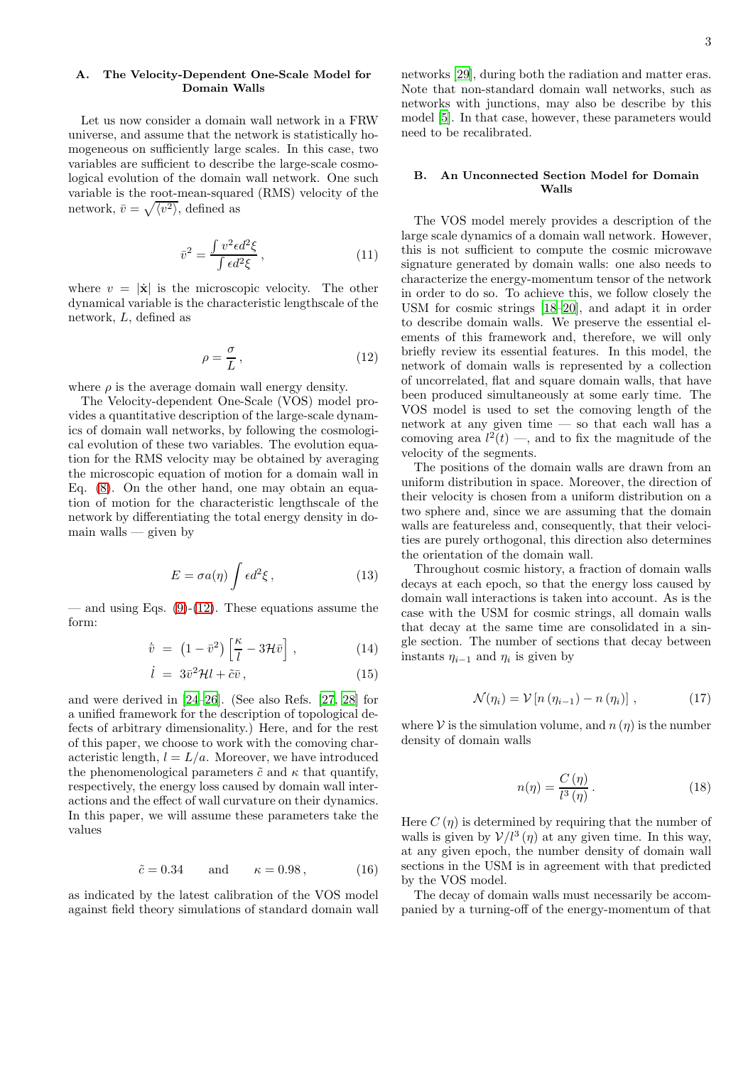### A. The Velocity-Dependent One-Scale Model for Domain Walls

Let us now consider a domain wall network in a FRW universe, and assume that the network is statistically homogeneous on sufficiently large scales. In this case, two variables are sufficient to describe the large-scale cosmological evolution of the domain wall network. One such variable is the root-mean-squared (RMS) velocity of the network, $\bar{v} = \sqrt{\langle v^2 \rangle}$, defined as

$$\bar{v}^2 = \frac{\int v^2 \epsilon d^2\xi}{\int \epsilon d^2\xi}\,, \tag{11}$$

where $v = |\dot{\mathbf{x}}|$ is the microscopic velocity. The other dynamical variable is the characteristic lengthscale of the network, $L$, defined as

$$\rho = \frac{\sigma}{L}\,, \tag{12}$$

where $\rho$ is the average domain wall energy density.

The Velocity-dependent One-Scale (VOS) model provides a quantitative description of the large-scale dynamics of domain wall networks, by following the cosmological evolution of these two variables. The evolution equation for the RMS velocity may be obtained by averaging the microscopic equation of motion for a domain wall in Eq. (8). On the other hand, one may obtain an equation of motion for the characteristic lengthscale of the network by differentiating the total energy density in domain walls — given by

$$E = \sigma a(\eta) \int \epsilon d^2\xi\,, \tag{13}$$

— and using Eqs. (9)-(12). These equations assume the form:

$$\dot{\bar{v}} = \left(1 - \bar{v}^2\right)\left[\frac{\kappa}{l} - 3\mathcal{H}\bar{v}\right]\,, \tag{14}$$

$$\dot{l} = 3\bar{v}^2\mathcal{H}l + \tilde{c}\bar{v}\,, \tag{15}$$

and were derived in [24–26]. (See also Refs. [27, 28] for a unified framework for the description of topological defects of arbitrary dimensionality.) Here, and for the rest of this paper, we choose to work with the comoving characteristic length, $l = L/a$. Moreover, we have introduced the phenomenological parameters $\tilde{c}$ and $\kappa$ that quantify, respectively, the energy loss caused by domain wall interactions and the effect of wall curvature on their dynamics. In this paper, we will assume these parameters take the values

$$\tilde{c} = 0.34 \qquad \text{and} \qquad \kappa = 0.98\,, \tag{16}$$

as indicated by the latest calibration of the VOS model against field theory simulations of standard domain wall networks [29], during both the radiation and matter eras. Note that non-standard domain wall networks, such as networks with junctions, may also be describe by this model [5]. In that case, however, these parameters would need to be recalibrated.

### B. An Unconnected Section Model for Domain Walls

The VOS model merely provides a description of the large scale dynamics of a domain wall network. However, this is not sufficient to compute the cosmic microwave signature generated by domain walls: one also needs to characterize the energy-momentum tensor of the network in order to do so. To achieve this, we follow closely the USM for cosmic strings [18–20], and adapt it in order to describe domain walls. We preserve the essential elements of this framework and, therefore, we will only briefly review its essential features. In this model, the network of domain walls is represented by a collection of uncorrelated, flat and square domain walls, that have been produced simultaneously at some early time. The VOS model is used to set the comoving length of the network at any given time — so that each wall has a comoving area $l^2(t)$ —, and to fix the magnitude of the velocity of the segments.

The positions of the domain walls are drawn from an uniform distribution in space. Moreover, the direction of their velocity is chosen from a uniform distribution on a two sphere and, since we are assuming that the domain walls are featureless and, consequently, that their velocities are purely orthogonal, this direction also determines the orientation of the domain wall.

Throughout cosmic history, a fraction of domain walls decays at each epoch, so that the energy loss caused by domain wall interactions is taken into account. As is the case with the USM for cosmic strings, all domain walls that decay at the same time are consolidated in a single section. The number of sections that decay between instants $\eta_{i-1}$ and $\eta_i$ is given by

$$\mathcal{N}(\eta_i) = \mathcal{V}\left[n\left(\eta_{i-1}\right) - n\left(\eta_i\right)\right]\,, \tag{17}$$

where $\mathcal{V}$ is the simulation volume, and $n\left(\eta\right)$ is the number density of domain walls

$$n(\eta) = \frac{C\left(\eta\right)}{l^3\left(\eta\right)}\,. \tag{18}$$

Here $C\left(\eta\right)$ is determined by requiring that the number of walls is given by $\mathcal{V}/l^3\left(\eta\right)$ at any given time. In this way, at any given epoch, the number density of domain wall sections in the USM is in agreement with that predicted by the VOS model.

The decay of domain walls must necessarily be accompanied by a turning-off of the energy-momentum of that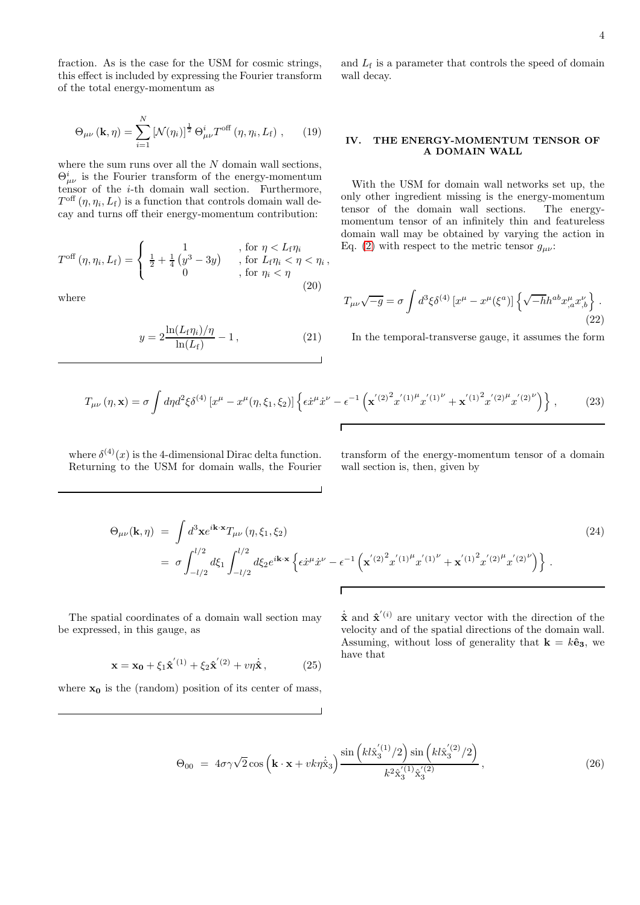fraction. As is the case for the USM for cosmic strings, this effect is included by expressing the Fourier transform of the total energy-momentum as

$$\Theta_{\mu\nu}(\mathbf{k},\eta) = \sum_{i=1}^{N} \left[\mathcal{N}(\eta_i)\right]^{\frac{1}{2}} \Theta^{i}_{\mu\nu} T^{\rm off}(\eta,\eta_i,L_{\rm f}) \,, \tag{19}$$

where the sum runs over all the $N$ domain wall sections, $\Theta^{i}_{\mu\nu}$ is the Fourier transform of the energy-momentum tensor of the $i$-th domain wall section. Furthermore, $T^{\rm off}(\eta,\eta_i,L_{\rm f})$ is a function that controls domain wall decay and turns off their energy-momentum contribution:

$$T^{\rm off}(\eta,\eta_i,L_{\rm f}) = \begin{cases} 1 & \text{, for } \eta < L_{\rm f}\eta_i \\ \frac{1}{2}+\frac{1}{4}\left(y^3-3y\right) & \text{, for } L_{\rm f}\eta_i < \eta < \eta_i \,, \\ 0 & \text{, for } \eta_i < \eta \end{cases} \tag{20}$$

where

$$y = 2\frac{\ln(L_{\rm f}\eta_i)/\eta}{\ln(L_{\rm f})} - 1 \,, \tag{21}$$

and $L_{\rm f}$ is a parameter that controls the speed of domain wall decay.

## IV. THE ENERGY-MOMENTUM TENSOR OF A DOMAIN WALL

With the USM for domain wall networks set up, the only other ingredient missing is the energy-momentum tensor of the domain wall sections. The energy-momentum tensor of an infinitely thin and featureless domain wall may be obtained by varying the action in Eq. (2) with respect to the metric tensor $g_{\mu\nu}$:

$$T_{\mu\nu}\sqrt{-g} = \sigma \int d^3\xi \delta^{(4)}\left[x^\mu - x^\mu(\xi^a)\right] \left\{\sqrt{-h} h^{ab} x^{\mu}_{,a} x^{\nu}_{,b}\right\} . \tag{22}$$

In the temporal-transverse gauge, it assumes the form

$$T_{\mu\nu}(\eta,\mathbf{x}) = \sigma \int d\eta d^2\xi \delta^{(4)}\left[x^\mu - x^\mu(\eta,\xi_1,\xi_2)\right] \left\{\epsilon \dot{x}^\mu \dot{x}^\nu - \epsilon^{-1}\left({\mathbf{x}^{'(2)}}^2 {x^{'(1)}}^\mu {x^{'(1)}}^\nu + {\mathbf{x}^{'(1)}}^2 {x^{'(2)}}^\mu {x^{'(2)}}^\nu\right)\right\} , \tag{23}$$

where $\delta^{(4)}(x)$ is the 4-dimensional Dirac delta function. Returning to the USM for domain walls, the Fourier transform of the energy-momentum tensor of a domain wall section is, then, given by

$$\begin{aligned}\Theta_{\mu\nu}(\mathbf{k},\eta) &= \int d^3\mathbf{x} e^{i\mathbf{k}\cdot\mathbf{x}} T_{\mu\nu}(\eta,\xi_1,\xi_2) \\ &= \sigma \int_{-l/2}^{l/2} d\xi_1 \int_{-l/2}^{l/2} d\xi_2 e^{i\mathbf{k}\cdot\mathbf{x}} \left\{\epsilon \dot{x}^\mu \dot{x}^\nu - \epsilon^{-1}\left({\mathbf{x}^{'(2)}}^2 {x^{'(1)}}^\mu {x^{'(1)}}^\nu + {\mathbf{x}^{'(1)}}^2 {x^{'(2)}}^\mu {x^{'(2)}}^\nu\right)\right\} .\end{aligned} \tag{24}$$

The spatial coordinates of a domain wall section may be expressed, in this gauge, as

$$\mathbf{x} = \mathbf{x_0} + \xi_1 \hat{\mathbf{x}}^{'(1)} + \xi_2 \hat{\mathbf{x}}^{'(2)} + v\eta\dot{\hat{\mathbf{x}}} \,, \tag{25}$$

where $\mathbf{x_0}$ is the (random) position of its center of mass, $\dot{\hat{\mathbf{x}}}$ and $\hat{\mathbf{x}}^{'(i)}$ are unitary vector with the direction of the velocity and of the spatial directions of the domain wall. Assuming, without loss of generality that $\mathbf{k} = k\hat{\mathbf{e}}_\mathbf{3}$, we have that

$$\Theta_{00} = 4\sigma\gamma\sqrt{2}\cos\left(\mathbf{k}\cdot\mathbf{x} + vk\eta\dot{\hat{\mathrm{x}}}_3\right) \frac{\sin\left(kl\hat{\mathrm{x}}_3^{'(1)}/2\right)\sin\left(kl\hat{\mathrm{x}}_3^{'(2)}/2\right)}{k^2\hat{\mathrm{x}}_3^{'(1)}\hat{\mathrm{x}}_3^{'(2)}} \,, \tag{26}$$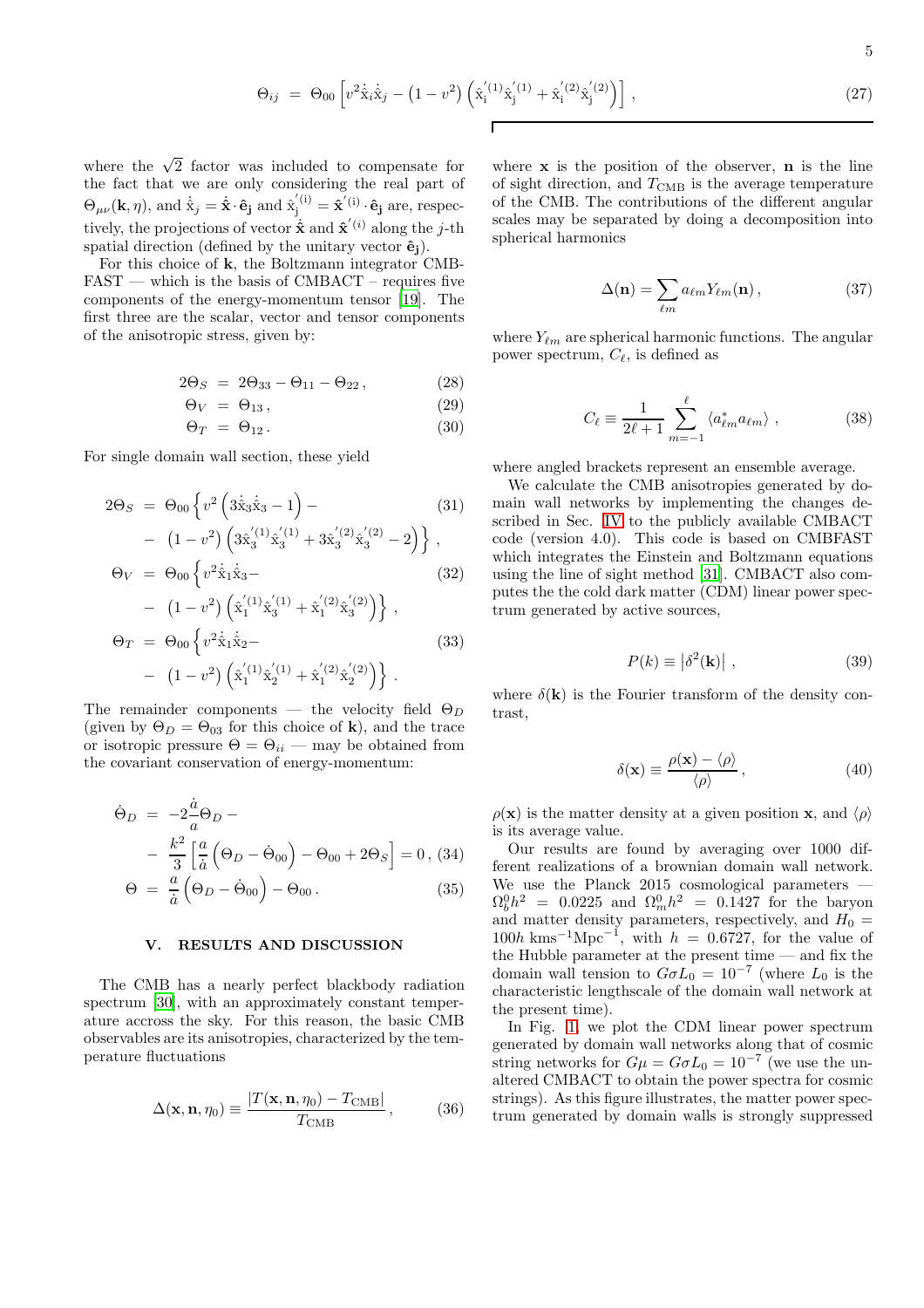$$\Theta_{ij} = \Theta_{00}\left[v^2\dot{\hat{x}}_i\dot{\hat{x}}_j - \left(1-v^2\right)\left(\hat{x}_i^{'(1)}\hat{x}_j^{'(1)} + \hat{x}_i^{'(2)}\hat{x}_j^{'(2)}\right)\right], \tag{27}$$

where the $\sqrt{2}$ factor was included to compensate for the fact that we are only considering the real part of $\Theta_{\mu\nu}(\mathbf{k},\eta)$, and $\dot{\hat{x}}_j = \dot{\hat{\mathbf{x}}}\cdot\hat{\mathbf{e}}_\mathbf{j}$ and $\hat{x}_j^{'(i)} = \hat{\mathbf{x}}^{'(i)}\cdot\hat{\mathbf{e}}_\mathbf{j}$ are, respectively, the projections of vector $\dot{\hat{\mathbf{x}}}$ and $\hat{\mathbf{x}}^{'(i)}$ along the $j$-th spatial direction (defined by the unitary vector $\hat{\mathbf{e}}_\mathbf{j}$).

For this choice of $\mathbf{k}$, the Boltzmann integrator CMBFAST — which is the basis of CMBACT – requires five components of the energy-momentum tensor [19]. The first three are the scalar, vector and tensor components of the anisotropic stress, given by:

$$2\Theta_S = 2\Theta_{33} - \Theta_{11} - \Theta_{22}, \tag{28}$$

$$\Theta_V = \Theta_{13}, \tag{29}$$

$$\Theta_T = \Theta_{12}. \tag{30}$$

For single domain wall section, these yield

$$2\Theta_S = \Theta_{00}\left\{v^2\left(3\dot{\hat{x}}_3\dot{\hat{x}}_3 - 1\right) - \left(1-v^2\right)\left(3\hat{x}_3^{'(1)}\hat{x}_3^{'(1)} + 3\hat{x}_3^{'(2)}\hat{x}_3^{'(2)} - 2\right)\right\}, \tag{31}$$

$$\Theta_V = \Theta_{00}\left\{v^2\dot{\hat{x}}_1\dot{\hat{x}}_3 - \left(1-v^2\right)\left(\hat{x}_1^{'(1)}\hat{x}_3^{'(1)} + \hat{x}_1^{'(2)}\hat{x}_3^{'(2)}\right)\right\}, \tag{32}$$

$$\Theta_T = \Theta_{00}\left\{v^2\dot{\hat{x}}_1\dot{\hat{x}}_2 - \left(1-v^2\right)\left(\hat{x}_1^{'(1)}\hat{x}_2^{'(1)} + \hat{x}_1^{'(2)}\hat{x}_2^{'(2)}\right)\right\}. \tag{33}$$

The remainder components — the velocity field $\Theta_D$ (given by $\Theta_D = \Theta_{03}$ for this choice of $\mathbf{k}$), and the trace or isotropic pressure $\Theta = \Theta_{ii}$ — may be obtained from the covariant conservation of energy-momentum:

$$\dot{\Theta}_D = -2\frac{\dot{a}}{a}\Theta_D - \frac{k^2}{3}\left[\frac{a}{\dot{a}}\left(\Theta_D - \dot{\Theta}_{00}\right) - \Theta_{00} + 2\Theta_S\right] = 0, \tag{34}$$

$$\Theta = \frac{a}{\dot{a}}\left(\Theta_D - \dot{\Theta}_{00}\right) - \Theta_{00}. \tag{35}$$

## V. RESULTS AND DISCUSSION

The CMB has a nearly perfect blackbody radiation spectrum [30], with an approximately constant temperature accross the sky. For this reason, the basic CMB observables are its anisotropies, characterized by the temperature fluctuations

$$\Delta(\mathbf{x},\mathbf{n},\eta_0) \equiv \frac{|T(\mathbf{x},\mathbf{n},\eta_0) - T_{\rm CMB}|}{T_{\rm CMB}}, \tag{36}$$

where $\mathbf{x}$ is the position of the observer, $\mathbf{n}$ is the line of sight direction, and $T_{\rm CMB}$ is the average temperature of the CMB. The contributions of the different angular scales may be separated by doing a decomposition into spherical harmonics

$$\Delta(\mathbf{n}) = \sum_{\ell m} a_{\ell m} Y_{\ell m}(\mathbf{n}), \tag{37}$$

where $Y_{\ell m}$ are spherical harmonic functions. The angular power spectrum, $C_\ell$, is defined as

$$C_\ell \equiv \frac{1}{2\ell+1}\sum_{m=-1}^{\ell}\langle a_{\ell m}^* a_{\ell m}\rangle, \tag{38}$$

where angled brackets represent an ensemble average.

We calculate the CMB anisotropies generated by domain wall networks by implementing the changes described in Sec. IV to the publicly available CMBACT code (version 4.0). This code is based on CMBFAST which integrates the Einstein and Boltzmann equations using the line of sight method [31]. CMBACT also computes the the cold dark matter (CDM) linear power spectrum generated by active sources,

$$P(k) \equiv \left|\delta^2(\mathbf{k})\right|, \tag{39}$$

where $\delta(\mathbf{k})$ is the Fourier transform of the density contrast,

$$\delta(\mathbf{x}) \equiv \frac{\rho(\mathbf{x}) - \langle\rho\rangle}{\langle\rho\rangle}, \tag{40}$$

$\rho(\mathbf{x})$ is the matter density at a given position $\mathbf{x}$, and $\langle\rho\rangle$ is its average value.

Our results are found by averaging over 1000 different realizations of a brownian domain wall network. We use the Planck 2015 cosmological parameters — $\Omega_b^0 h^2 = 0.0225$ and $\Omega_m^0 h^2 = 0.1427$ for the baryon and matter density parameters, respectively, and $H_0 = 100h\ {\rm kms^{-1}Mpc^{-1}}$, with $h = 0.6727$, for the value of the Hubble parameter at the present time — and fix the domain wall tension to $G\sigma L_0 = 10^{-7}$ (where $L_0$ is the characteristic lengthscale of the domain wall network at the present time).

In Fig. 1, we plot the CDM linear power spectrum generated by domain wall networks along that of cosmic string networks for $G\mu = G\sigma L_0 = 10^{-7}$ (we use the unaltered CMBACT to obtain the power spectra for cosmic strings). As this figure illustrates, the matter power spectrum generated by domain walls is strongly suppressed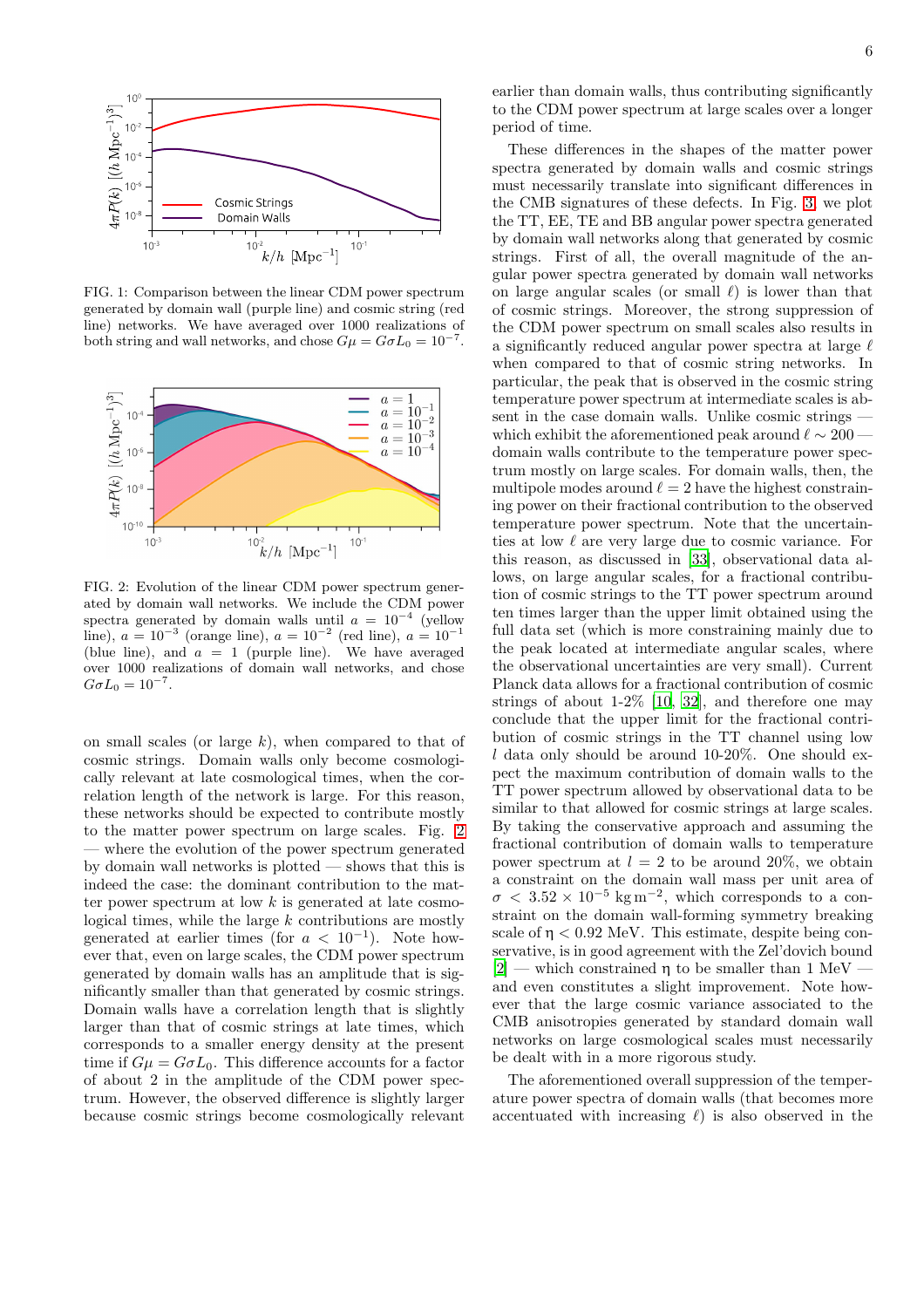FIG. 1: Comparison between the linear CDM power spectrum generated by domain wall (purple line) and cosmic string (red line) networks. We have averaged over 1000 realizations of both string and wall networks, and chose $G\mu = G\sigma L_0 = 10^{-7}$.

FIG. 2: Evolution of the linear CDM power spectrum generated by domain wall networks. We include the CDM power spectra generated by domain walls until $a = 10^{-4}$ (yellow line), $a = 10^{-3}$ (orange line), $a = 10^{-2}$ (red line), $a = 10^{-1}$ (blue line), and $a = 1$ (purple line). We have averaged over 1000 realizations of domain wall networks, and chose $G\sigma L_0 = 10^{-7}$.

on small scales (or large $k$), when compared to that of cosmic strings. Domain walls only become cosmologically relevant at late cosmological times, when the correlation length of the network is large. For this reason, these networks should be expected to contribute mostly to the matter power spectrum on large scales. Fig. 2 — where the evolution of the power spectrum generated by domain wall networks is plotted — shows that this is indeed the case: the dominant contribution to the matter power spectrum at low $k$ is generated at late cosmological times, while the large $k$ contributions are mostly generated at earlier times (for $a < 10^{-1}$). Note however that, even on large scales, the CDM power spectrum generated by domain walls has an amplitude that is significantly smaller than that generated by cosmic strings. Domain walls have a correlation length that is slightly larger than that of cosmic strings at late times, which corresponds to a smaller energy density at the present time if $G\mu = G\sigma L_0$. This difference accounts for a factor of about 2 in the amplitude of the CDM power spectrum. However, the observed difference is slightly larger because cosmic strings become cosmologically relevant earlier than domain walls, thus contributing significantly to the CDM power spectrum at large scales over a longer period of time.

These differences in the shapes of the matter power spectra generated by domain walls and cosmic strings must necessarily translate into significant differences in the CMB signatures of these defects. In Fig. 3, we plot the TT, EE, TE and BB angular power spectra generated by domain wall networks along that generated by cosmic strings. First of all, the overall magnitude of the angular power spectra generated by domain wall networks on large angular scales (or small $\ell$) is lower than that of cosmic strings. Moreover, the strong suppression of the CDM power spectrum on small scales also results in a significantly reduced angular power spectra at large $\ell$ when compared to that of cosmic string networks. In particular, the peak that is observed in the cosmic string temperature power spectrum at intermediate scales is absent in the case domain walls. Unlike cosmic strings — which exhibit the aforementioned peak around $\ell \sim 200$ — domain walls contribute to the temperature power spectrum mostly on large scales. For domain walls, then, the multipole modes around $\ell = 2$ have the highest constraining power on their fractional contribution to the observed temperature power spectrum. Note that the uncertainties at low $\ell$ are very large due to cosmic variance. For this reason, as discussed in [33], observational data allows, on large angular scales, for a fractional contribution of cosmic strings to the TT power spectrum around ten times larger than the upper limit obtained using the full data set (which is more constraining mainly due to the peak located at intermediate angular scales, where the observational uncertainties are very small). Current Planck data allows for a fractional contribution of cosmic strings of about 1-2% [10, 32], and therefore one may conclude that the upper limit for the fractional contribution of cosmic strings in the TT channel using low $l$ data only should be around 10-20%. One should expect the maximum contribution of domain walls to the TT power spectrum allowed by observational data to be similar to that allowed for cosmic strings at large scales. By taking the conservative approach and assuming the fractional contribution of domain walls to temperature power spectrum at $l = 2$ to be around 20%, we obtain a constraint on the domain wall mass per unit area of $\sigma < 3.52 \times 10^{-5}\,\mathrm{kg\,m^{-2}}$, which corresponds to a constraint on the domain wall-forming symmetry breaking scale of $\eta < 0.92$ MeV. This estimate, despite being conservative, is in good agreement with the Zel'dovich bound [2] — which constrained $\eta$ to be smaller than 1 MeV — and even constitutes a slight improvement. Note however that the large cosmic variance associated to the CMB anisotropies generated by standard domain wall networks on large cosmological scales must necessarily be dealt with in a more rigorous study.

The aforementioned overall suppression of the temperature power spectra of domain walls (that becomes more accentuated with increasing $\ell$) is also observed in the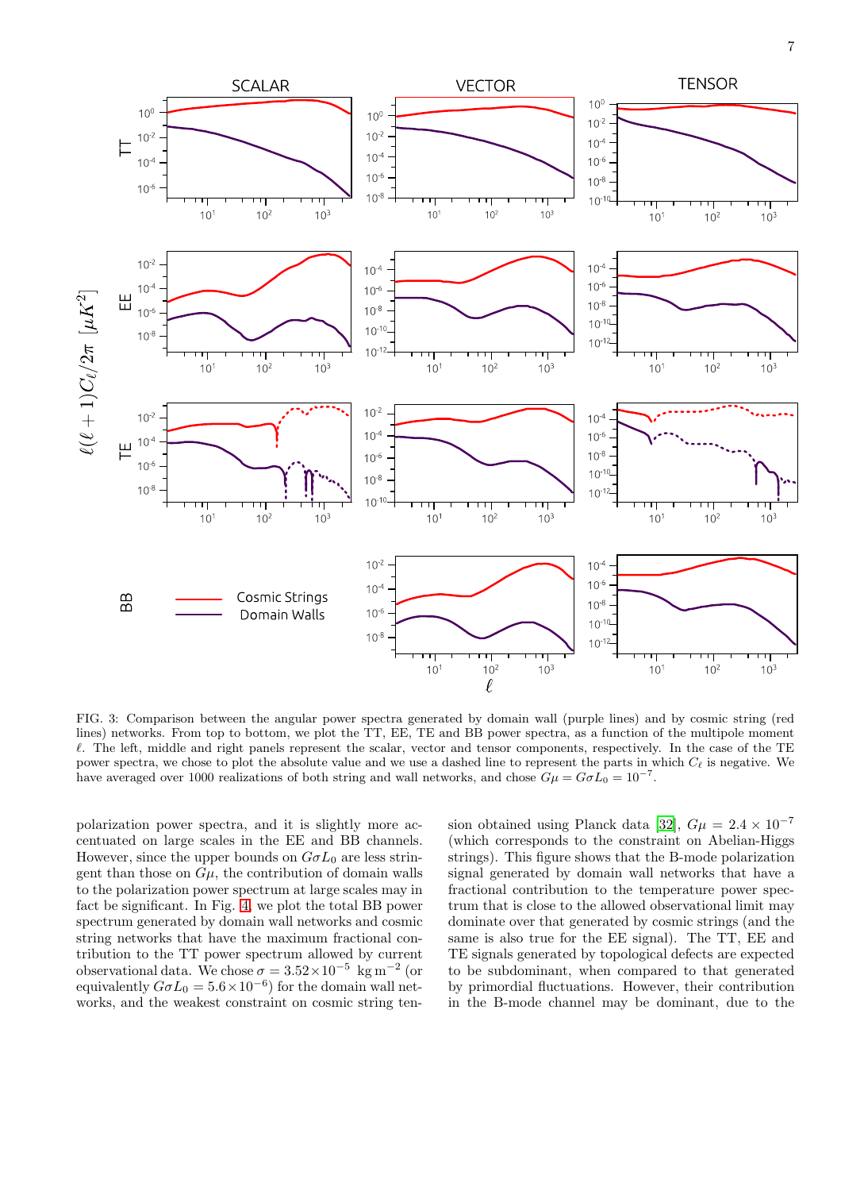FIG. 3: Comparison between the angular power spectra generated by domain wall (purple lines) and by cosmic string (red lines) networks. From top to bottom, we plot the TT, EE, TE and BB power spectra, as a function of the multipole moment $\ell$. The left, middle and right panels represent the scalar, vector and tensor components, respectively. In the case of the TE power spectra, we chose to plot the absolute value and we use a dashed line to represent the parts in which $C_\ell$ is negative. We have averaged over 1000 realizations of both string and wall networks, and chose $G\mu = G\sigma L_0 = 10^{-7}$.

polarization power spectra, and it is slightly more accentuated on large scales in the EE and BB channels. However, since the upper bounds on $G\sigma L_0$ are less stringent than those on $G\mu$, the contribution of domain walls to the polarization power spectrum at large scales may in fact be significant. In Fig. 4, we plot the total BB power spectrum generated by domain wall networks and cosmic string networks that have the maximum fractional contribution to the TT power spectrum allowed by current observational data. We chose $\sigma = 3.52\times10^{-5}$ kg m$^{-2}$ (or equivalently $G\sigma L_0 = 5.6\times10^{-6}$) for the domain wall networks, and the weakest constraint on cosmic string tension obtained using Planck data [32], $G\mu = 2.4\times10^{-7}$ (which corresponds to the constraint on Abelian-Higgs strings). This figure shows that the B-mode polarization signal generated by domain wall networks that have a fractional contribution to the temperature power spectrum that is close to the allowed observational limit may dominate over that generated by cosmic strings (and the same is also true for the EE signal). The TT, EE and TE signals generated by topological defects are expected to be subdominant, when compared to that generated by primordial fluctuations. However, their contribution in the B-mode channel may be dominant, due to the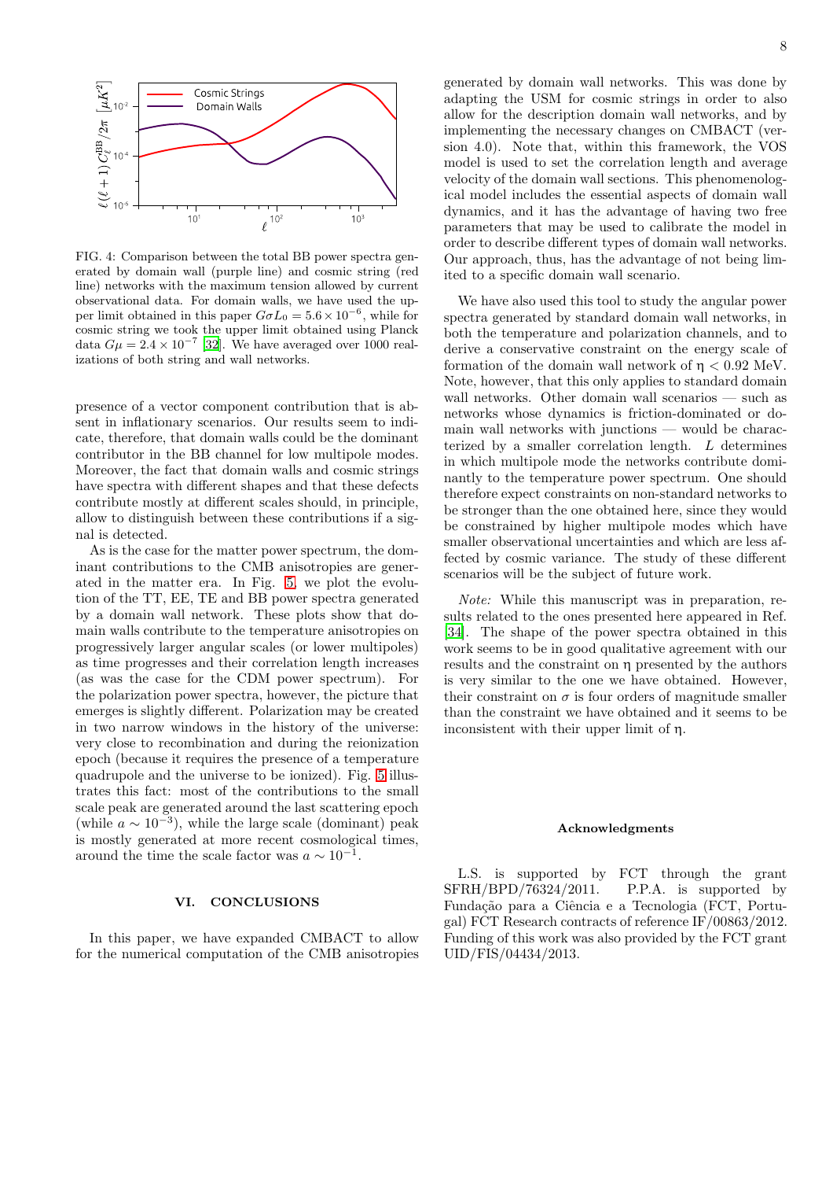FIG. 4: Comparison between the total BB power spectra generated by domain wall (purple line) and cosmic string (red line) networks with the maximum tension allowed by current observational data. For domain walls, we have used the upper limit obtained in this paper $G\sigma L_0 = 5.6 \times 10^{-6}$, while for cosmic string we took the upper limit obtained using Planck data $G\mu = 2.4 \times 10^{-7}$ [32]. We have averaged over 1000 realizations of both string and wall networks.

presence of a vector component contribution that is absent in inflationary scenarios. Our results seem to indicate, therefore, that domain walls could be the dominant contributor in the BB channel for low multipole modes. Moreover, the fact that domain walls and cosmic strings have spectra with different shapes and that these defects contribute mostly at different scales should, in principle, allow to distinguish between these contributions if a signal is detected.

As is the case for the matter power spectrum, the dominant contributions to the CMB anisotropies are generated in the matter era. In Fig. 5, we plot the evolution of the TT, EE, TE and BB power spectra generated by a domain wall network. These plots show that domain walls contribute to the temperature anisotropies on progressively larger angular scales (or lower multipoles) as time progresses and their correlation length increases (as was the case for the CDM power spectrum). For the polarization power spectra, however, the picture that emerges is slightly different. Polarization may be created in two narrow windows in the history of the universe: very close to recombination and during the reionization epoch (because it requires the presence of a temperature quadrupole and the universe to be ionized). Fig. 5 illustrates this fact: most of the contributions to the small scale peak are generated around the last scattering epoch (while $a \sim 10^{-3}$), while the large scale (dominant) peak is mostly generated at more recent cosmological times, around the time the scale factor was $a \sim 10^{-1}$.

## VI. CONCLUSIONS

In this paper, we have expanded CMBACT to allow for the numerical computation of the CMB anisotropies generated by domain wall networks. This was done by adapting the USM for cosmic strings in order to also allow for the description domain wall networks, and by implementing the necessary changes on CMBACT (version 4.0). Note that, within this framework, the VOS model is used to set the correlation length and average velocity of the domain wall sections. This phenomenological model includes the essential aspects of domain wall dynamics, and it has the advantage of having two free parameters that may be used to calibrate the model in order to describe different types of domain wall networks. Our approach, thus, has the advantage of not being limited to a specific domain wall scenario.

We have also used this tool to study the angular power spectra generated by standard domain wall networks, in both the temperature and polarization channels, and to derive a conservative constraint on the energy scale of formation of the domain wall network of $\eta < 0.92$ MeV. Note, however, that this only applies to standard domain wall networks. Other domain wall scenarios — such as networks whose dynamics is friction-dominated or domain wall networks with junctions — would be characterized by a smaller correlation length. $L$ determines in which multipole mode the networks contribute dominantly to the temperature power spectrum. One should therefore expect constraints on non-standard networks to be stronger than the one obtained here, since they would be constrained by higher multipole modes which have smaller observational uncertainties and which are less affected by cosmic variance. The study of these different scenarios will be the subject of future work.

*Note:* While this manuscript was in preparation, results related to the ones presented here appeared in Ref. [34]. The shape of the power spectra obtained in this work seems to be in good qualitative agreement with our results and the constraint on $\eta$ presented by the authors is very similar to the one we have obtained. However, their constraint on $\sigma$ is four orders of magnitude smaller than the constraint we have obtained and it seems to be inconsistent with their upper limit of $\eta$.

### Acknowledgments

L.S. is supported by FCT through the grant SFRH/BPD/76324/2011. P.P.A. is supported by Fundação para a Ciência e a Tecnologia (FCT, Portugal) FCT Research contracts of reference IF/00863/2012. Funding of this work was also provided by the FCT grant UID/FIS/04434/2013.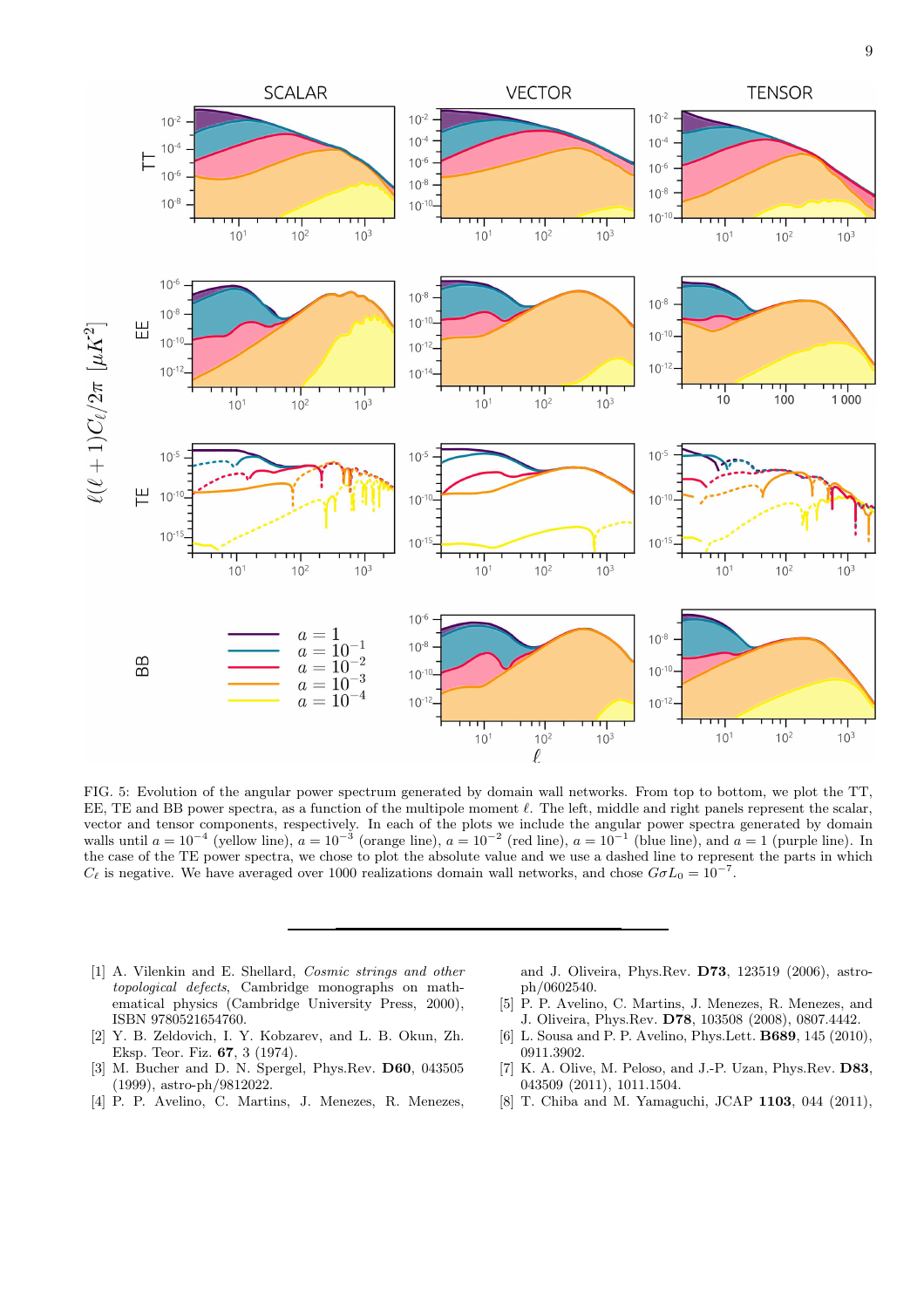FIG. 5: Evolution of the angular power spectrum generated by domain wall networks. From top to bottom, we plot the TT, EE, TE and BB power spectra, as a function of the multipole moment $\ell$. The left, middle and right panels represent the scalar, vector and tensor components, respectively. In each of the plots we include the angular power spectra generated by domain walls until $a = 10^{-4}$ (yellow line), $a = 10^{-3}$ (orange line), $a = 10^{-2}$ (red line), $a = 10^{-1}$ (blue line), and $a = 1$ (purple line). In the case of the TE power spectra, we chose to plot the absolute value and we use a dashed line to represent the parts in which $C_\ell$ is negative. We have averaged over 1000 realizations domain wall networks, and chose $G\sigma L_0 = 10^{-7}$.

---

[1] A. Vilenkin and E. Shellard, *Cosmic strings and other topological defects*, Cambridge monographs on mathematical physics (Cambridge University Press, 2000), ISBN 9780521654760.

[2] Y. B. Zeldovich, I. Y. Kobzarev, and L. B. Okun, Zh. Eksp. Teor. Fiz. **67**, 3 (1974).

[3] M. Bucher and D. N. Spergel, Phys.Rev. **D60**, 043505 (1999), astro-ph/9812022.

[4] P. P. Avelino, C. Martins, J. Menezes, R. Menezes, and J. Oliveira, Phys.Rev. **D73**, 123519 (2006), astro-ph/0602540.

[5] P. P. Avelino, C. Martins, J. Menezes, R. Menezes, and J. Oliveira, Phys.Rev. **D78**, 103508 (2008), 0807.4442.

[6] L. Sousa and P. P. Avelino, Phys.Lett. **B689**, 145 (2010), 0911.3902.

[7] K. A. Olive, M. Peloso, and J.-P. Uzan, Phys.Rev. **D83**, 043509 (2011), 1011.1504.

[8] T. Chiba and M. Yamaguchi, JCAP **1103**, 044 (2011),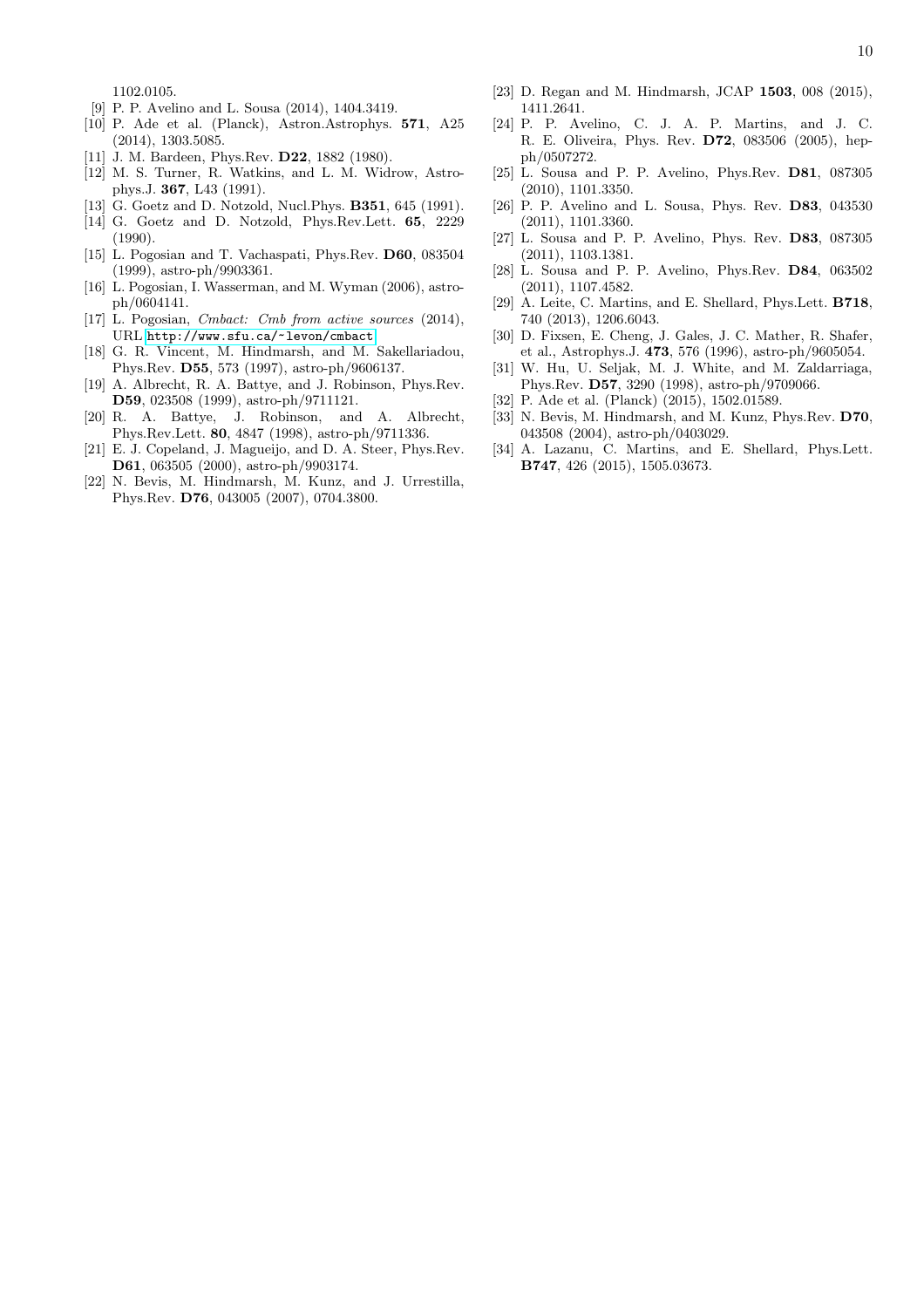1102.0105.

[9] P. P. Avelino and L. Sousa (2014), 1404.3419.

[10] P. Ade et al. (Planck), Astron.Astrophys. **571**, A25 (2014), 1303.5085.

[11] J. M. Bardeen, Phys.Rev. **D22**, 1882 (1980).

[12] M. S. Turner, R. Watkins, and L. M. Widrow, Astrophys.J. **367**, L43 (1991).

[13] G. Goetz and D. Notzold, Nucl.Phys. **B351**, 645 (1991).

[14] G. Goetz and D. Notzold, Phys.Rev.Lett. **65**, 2229 (1990).

[15] L. Pogosian and T. Vachaspati, Phys.Rev. **D60**, 083504 (1999), astro-ph/9903361.

[16] L. Pogosian, I. Wasserman, and M. Wyman (2006), astro-ph/0604141.

[17] L. Pogosian, *Cmbact: Cmb from active sources* (2014), URL http://www.sfu.ca/~levon/cmbact.

[18] G. R. Vincent, M. Hindmarsh, and M. Sakellariadou, Phys.Rev. **D55**, 573 (1997), astro-ph/9606137.

[19] A. Albrecht, R. A. Battye, and J. Robinson, Phys.Rev. **D59**, 023508 (1999), astro-ph/9711121.

[20] R. A. Battye, J. Robinson, and A. Albrecht, Phys.Rev.Lett. **80**, 4847 (1998), astro-ph/9711336.

[21] E. J. Copeland, J. Magueijo, and D. A. Steer, Phys.Rev. **D61**, 063505 (2000), astro-ph/9903174.

[22] N. Bevis, M. Hindmarsh, M. Kunz, and J. Urrestilla, Phys.Rev. **D76**, 043005 (2007), 0704.3800.

[23] D. Regan and M. Hindmarsh, JCAP **1503**, 008 (2015), 1411.2641.

[24] P. P. Avelino, C. J. A. P. Martins, and J. C. R. E. Oliveira, Phys. Rev. **D72**, 083506 (2005), hep-ph/0507272.

[25] L. Sousa and P. P. Avelino, Phys.Rev. **D81**, 087305 (2010), 1101.3350.

[26] P. P. Avelino and L. Sousa, Phys. Rev. **D83**, 043530 (2011), 1101.3360.

[27] L. Sousa and P. P. Avelino, Phys. Rev. **D83**, 087305 (2011), 1103.1381.

[28] L. Sousa and P. P. Avelino, Phys.Rev. **D84**, 063502 (2011), 1107.4582.

[29] A. Leite, C. Martins, and E. Shellard, Phys.Lett. **B718**, 740 (2013), 1206.6043.

[30] D. Fixsen, E. Cheng, J. Gales, J. C. Mather, R. Shafer, et al., Astrophys.J. **473**, 576 (1996), astro-ph/9605054.

[31] W. Hu, U. Seljak, M. J. White, and M. Zaldarriaga, Phys.Rev. **D57**, 3290 (1998), astro-ph/9709066.

[32] P. Ade et al. (Planck) (2015), 1502.01589.

[33] N. Bevis, M. Hindmarsh, and M. Kunz, Phys.Rev. **D70**, 043508 (2004), astro-ph/0403029.

[34] A. Lazanu, C. Martins, and E. Shellard, Phys.Lett. **B747**, 426 (2015), 1505.03673.